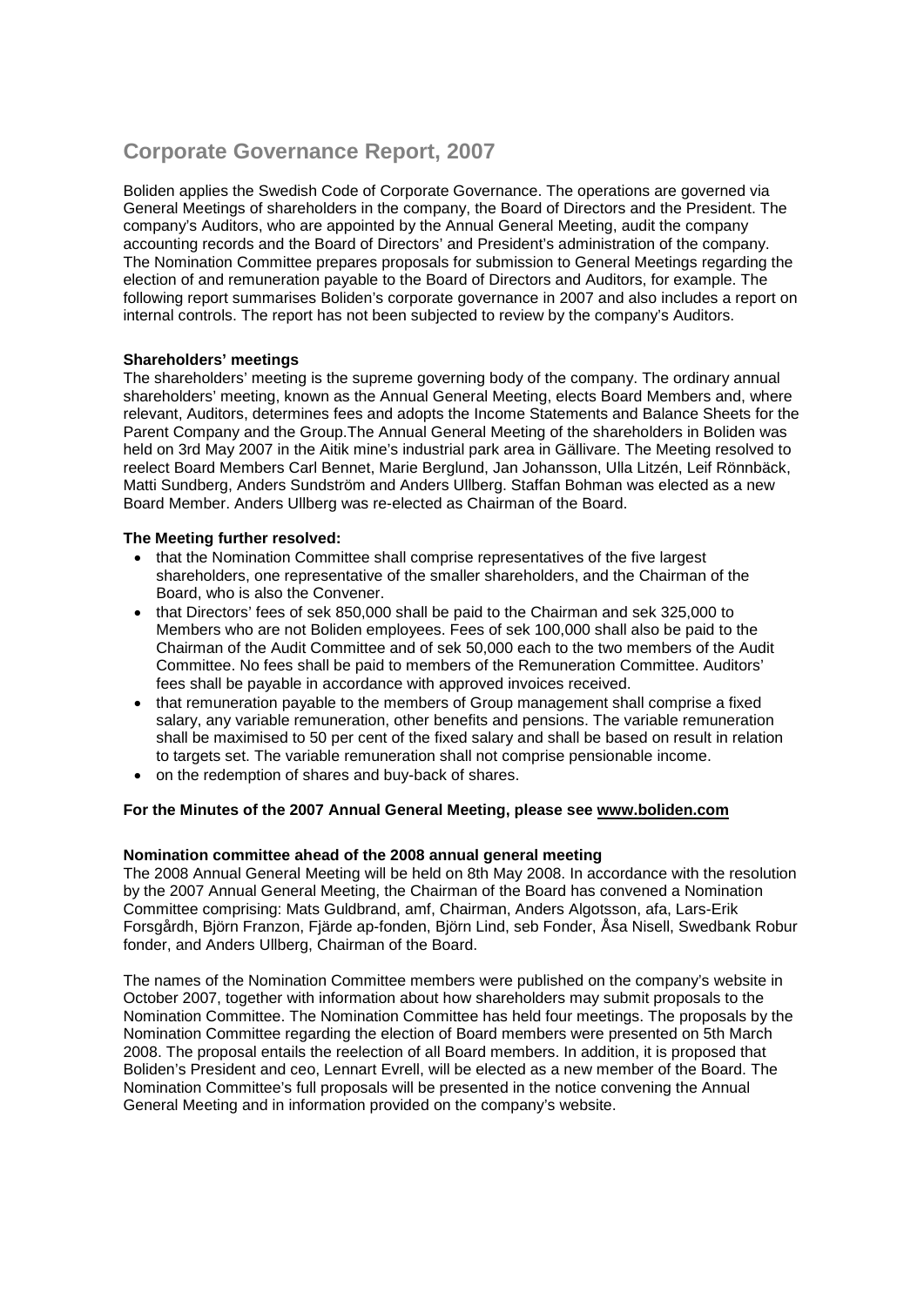# Corporate Governance Report, 2007

Boliden applies the Swedish Code of Corporate Governance. The operations are governed via General Meetings of shareholders in the company, the Board of Directors and the President. The company's Auditors, who are appointed by the Annual General Meeting, audit the company accounting records and the Board of Directors' and President's administration of the company. The Nomination Committee prepares proposals for submission to General Meetings regarding the election of and remuneration payable to the Board of Directors and Auditors, for example. The following report summarises Boliden's corporate governance in 2007 and also includes a report on internal controls. The report has not been subjected to review by the company's Auditors.

**Shareholders' meetings**

The shareholders' meeting is the supreme governing body of the company. The ordinary annual shareholders' meeting, known as the Annual General Meeting, elects Board Members and, where relevant, Auditors, determines fees and adopts the Income Statements and Balance Sheets for the Parent Company and the Group.The Annual General Meeting of the shareholders in Boliden was held on 3rd May 2007 in the Aitik mine's industrial park area in Gällivare. The Meeting resolved to reelect Board Members Carl Bennet, Marie Berglund, Jan Johansson, Ulla Litzén, Leif Rönnbäck, Matti Sundberg, Anders Sundström and Anders Ullberg. Staffan Bohman was elected as a new Board Member. Anders Ullberg was re-elected as Chairman of the Board.

**The Meeting further resolved:**

- that the Nomination Committee shall comprise representatives of the five largest shareholders, one representative of the smaller shareholders, and the Chairman of the Board, who is also the Convener.
- that Directors' fees of sek 850,000 shall be paid to the Chairman and sek 325,000 to Members who are not Boliden employees. Fees of sek 100,000 shall also be paid to the Chairman of the Audit Committee and of sek 50,000 each to the two members of the Audit Committee. No fees shall be paid to members of the Remuneration Committee. Auditors' fees shall be payable in accordance with approved invoices received.
- that remuneration payable to the members of Group management shall comprise a fixed salary, any variable remuneration, other benefits and pensions. The variable remuneration shall be maximised to 50 per cent of the fixed salary and shall be based on result in relation to targets set. The variable remuneration shall not comprise pensionable income.
- on the redemption of shares and buy-back of shares.

**For the Minutes of the 2007 Annual General Meeting, please see www.boliden.com**

**Nomination committee ahead of the 2008 annual general meeting**

The 2008 Annual General Meeting will be held on 8th May 2008. In accordance with the resolution by the 2007 Annual General Meeting, the Chairman of the Board has convened a Nomination Committee comprising: Mats Guldbrand, amf, Chairman, Anders Algotsson, afa, Lars-Erik Forsgårdh, Björn Franzon, Fjärde ap-fonden, Björn Lind, seb Fonder, Åsa Nisell, Swedbank Robur fonder, and Anders Ullberg, Chairman of the Board.

The names of the Nomination Committee members were published on the company's website in October 2007, together with information about how shareholders may submit proposals to the Nomination Committee. The Nomination Committee has held four meetings. The proposals by the Nomination Committee regarding the election of Board members were presented on 5th March 2008. The proposal entails the reelection of all Board members. In addition, it is proposed that Boliden's President and ceo, Lennart Evrell, will be elected as a new member of the Board. The Nomination Committee's full proposals will be presented in the notice convening the Annual General Meeting and in information provided on the company's website.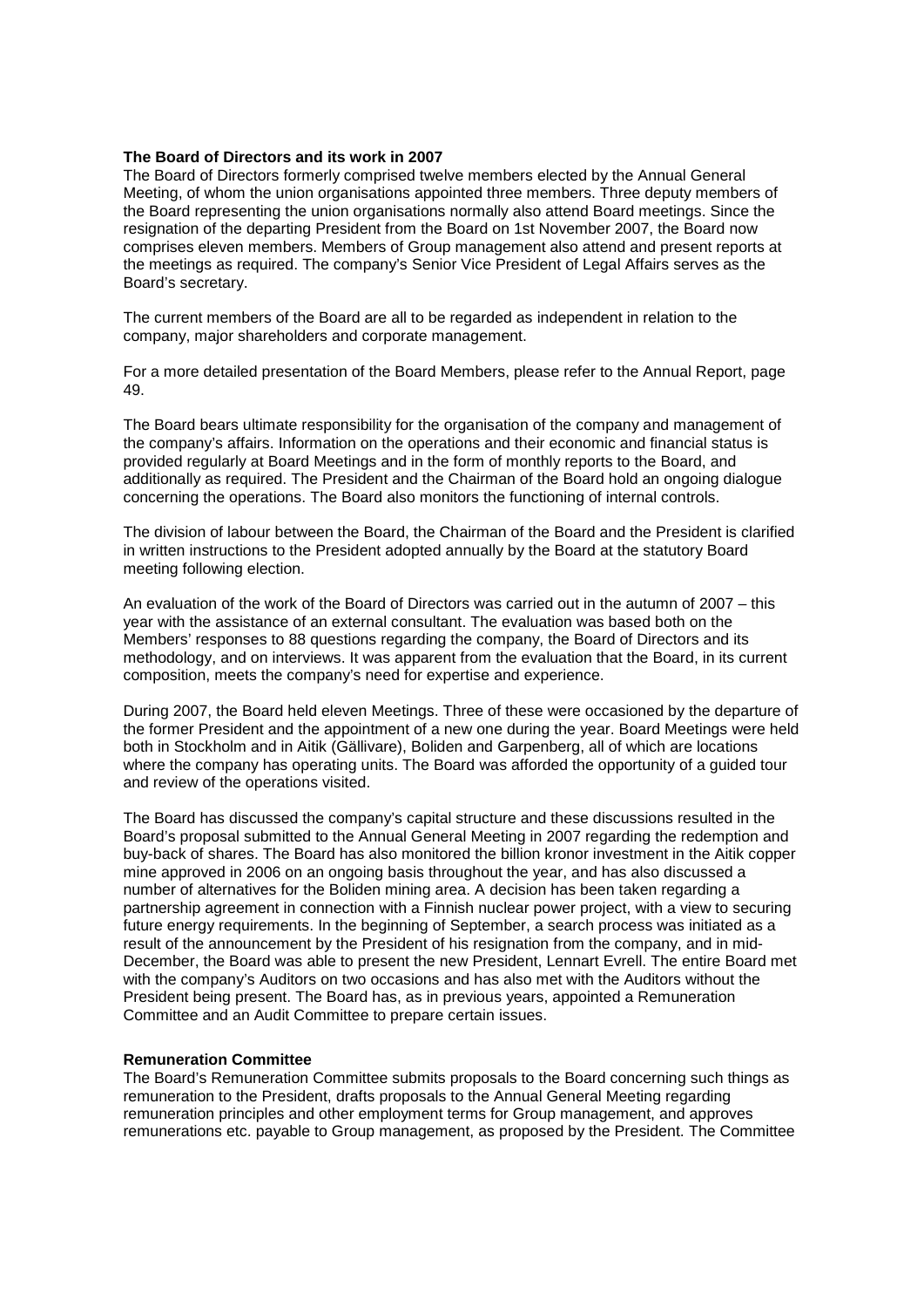**The Board of Directors and its work in 2007**

The Board of Directors formerly comprised twelve members elected by the Annual General Meeting, of whom the union organisations appointed three members. Three deputy members of the Board representing the union organisations normally also attend Board meetings. Since the resignation of the departing President from the Board on 1st November 2007, the Board now comprises eleven members. Members of Group management also attend and present reports at the meetings as required. The company's Senior Vice President of Legal Affairs serves as the Board's secretary.

The current members of the Board are all to be regarded as independent in relation to the company, major shareholders and corporate management.

For a more detailed presentation of the Board Members, please refer to the Annual Report, page 49.

The Board bears ultimate responsibility for the organisation of the company and management of the company's affairs. Information on the operations and their economic and financial status is provided regularly at Board Meetings and in the form of monthly reports to the Board, and additionally as required. The President and the Chairman of the Board hold an ongoing dialogue concerning the operations. The Board also monitors the functioning of internal controls.

The division of labour between the Board, the Chairman of the Board and the President is clarified in written instructions to the President adopted annually by the Board at the statutory Board meeting following election.

An evaluation of the work of the Board of Directors was carried out in the autumn of 2007 – this year with the assistance of an external consultant. The evaluation was based both on the Members' responses to 88 questions regarding the company, the Board of Directors and its methodology, and on interviews. It was apparent from the evaluation that the Board, in its current composition, meets the company's need for expertise and experience.

During 2007, the Board held eleven Meetings. Three of these were occasioned by the departure of the former President and the appointment of a new one during the year. Board Meetings were held both in Stockholm and in Aitik (Gällivare), Boliden and Garpenberg, all of which are locations where the company has operating units. The Board was afforded the opportunity of a guided tour and review of the operations visited.

The Board has discussed the company's capital structure and these discussions resulted in the Board's proposal submitted to the Annual General Meeting in 2007 regarding the redemption and buy-back of shares. The Board has also monitored the billion kronor investment in the Aitik copper mine approved in 2006 on an ongoing basis throughout the year, and has also discussed a number of alternatives for the Boliden mining area. A decision has been taken regarding a partnership agreement in connection with a Finnish nuclear power project, with a view to securing future energy requirements. In the beginning of September, a search process was initiated as a result of the announcement by the President of his resignation from the company, and in mid-December, the Board was able to present the new President, Lennart Evrell. The entire Board met with the company's Auditors on two occasions and has also met with the Auditors without the President being present. The Board has, as in previous years, appointed a Remuneration Committee and an Audit Committee to prepare certain issues.

**Remuneration Committee**

The Board's Remuneration Committee submits proposals to the Board concerning such things as remuneration to the President, drafts proposals to the Annual General Meeting regarding remuneration principles and other employment terms for Group management, and approves remunerations etc. payable to Group management, as proposed by the President. The Committee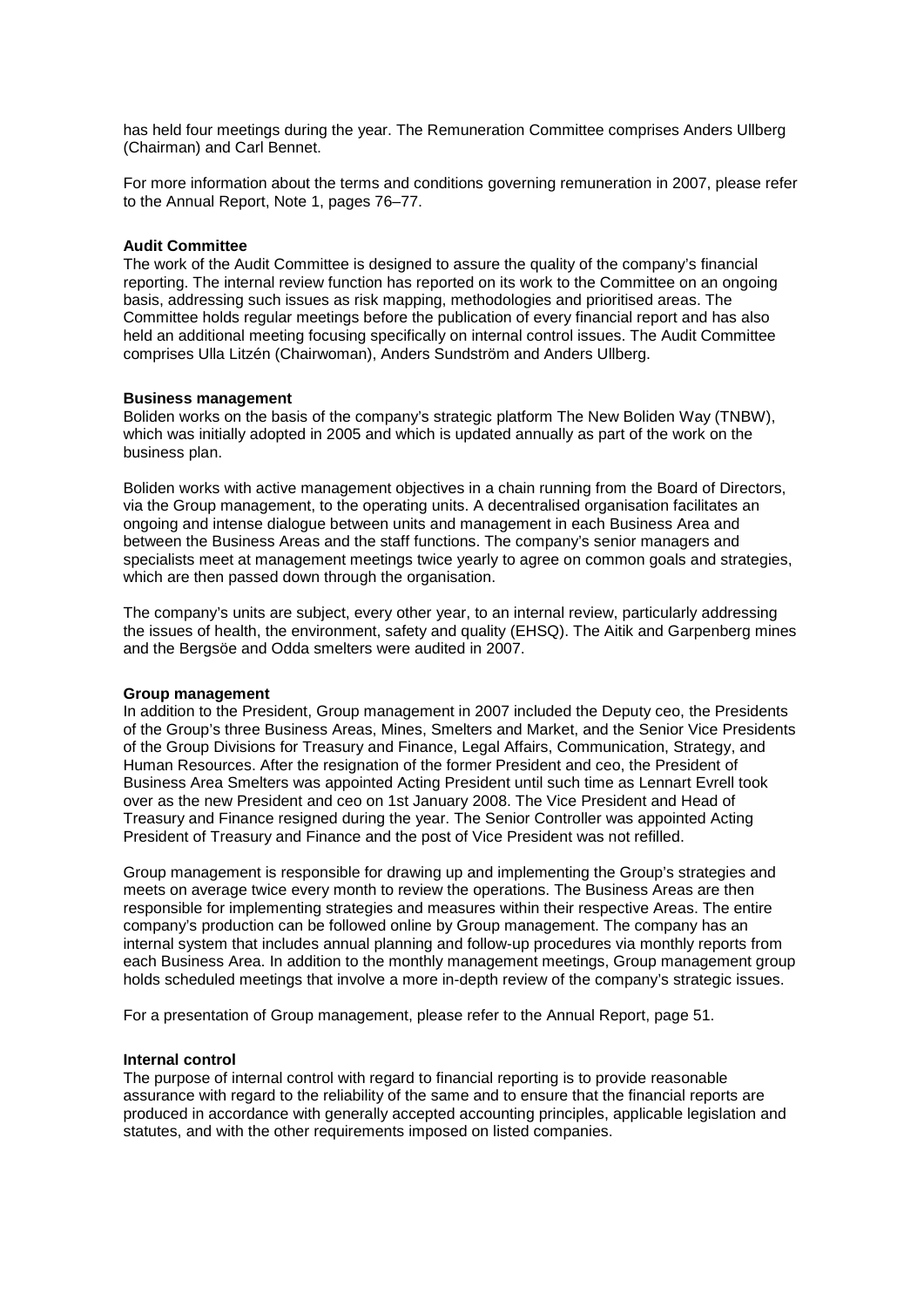has held four meetings during the year. The Remuneration Committee comprises Anders Ullberg (Chairman) and Carl Bennet.

For more information about the terms and conditions governing remuneration in 2007, please refer to the Annual Report, Note 1, pages 76–77.

**Audit Committee**

The work of the Audit Committee is designed to assure the quality of the company's financial reporting. The internal review function has reported on its work to the Committee on an ongoing basis, addressing such issues as risk mapping, methodologies and prioritised areas. The Committee holds regular meetings before the publication of every financial report and has also held an additional meeting focusing specifically on internal control issues. The Audit Committee comprises Ulla Litzén (Chairwoman), Anders Sundström and Anders Ullberg.

**Business management**

Boliden works on the basis of the company's strategic platform The New Boliden Way (TNBW), which was initially adopted in 2005 and which is updated annually as part of the work on the business plan.

Boliden works with active management objectives in a chain running from the Board of Directors, via the Group management, to the operating units. A decentralised organisation facilitates an ongoing and intense dialogue between units and management in each Business Area and between the Business Areas and the staff functions. The company's senior managers and specialists meet at management meetings twice yearly to agree on common goals and strategies, which are then passed down through the organisation.

The company's units are subject, every other year, to an internal review, particularly addressing the issues of health, the environment, safety and quality (EHSQ). The Aitik and Garpenberg mines and the Bergsöe and Odda smelters were audited in 2007.

**Group management**

In addition to the President, Group management in 2007 included the Deputy ceo, the Presidents of the Group's three Business Areas, Mines, Smelters and Market, and the Senior Vice Presidents of the Group Divisions for Treasury and Finance, Legal Affairs, Communication, Strategy, and Human Resources. After the resignation of the former President and ceo, the President of Business Area Smelters was appointed Acting President until such time as Lennart Evrell took over as the new President and ceo on 1st January 2008. The Vice President and Head of Treasury and Finance resigned during the year. The Senior Controller was appointed Acting President of Treasury and Finance and the post of Vice President was not refilled.

Group management is responsible for drawing up and implementing the Group's strategies and meets on average twice every month to review the operations. The Business Areas are then responsible for implementing strategies and measures within their respective Areas. The entire company's production can be followed online by Group management. The company has an internal system that includes annual planning and follow-up procedures via monthly reports from each Business Area. In addition to the monthly management meetings, Group management group holds scheduled meetings that involve a more in-depth review of the company's strategic issues.

For a presentation of Group management, please refer to the Annual Report, page 51.

**Internal control**

The purpose of internal control with regard to financial reporting is to provide reasonable assurance with regard to the reliability of the same and to ensure that the financial reports are produced in accordance with generally accepted accounting principles, applicable legislation and statutes, and with the other requirements imposed on listed companies.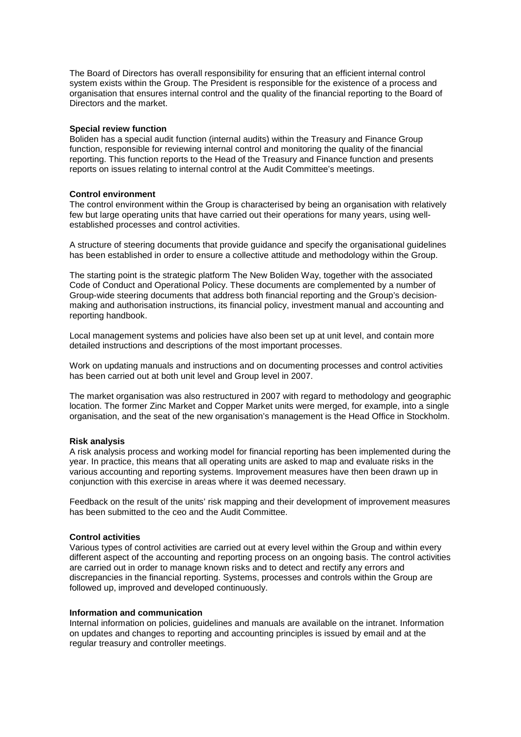The Board of Directors has overall responsibility for ensuring that an efficient internal control system exists within the Group. The President is responsible for the existence of a process and organisation that ensures internal control and the quality of the financial reporting to the Board of Directors and the market.

**Special review function**

Boliden has a special audit function (internal audits) within the Treasury and Finance Group function, responsible for reviewing internal control and monitoring the quality of the financial reporting. This function reports to the Head of the Treasury and Finance function and presents reports on issues relating to internal control at the Audit Committee's meetings.

**Control environment**

The control environment within the Group is characterised by being an organisation with relatively few but large operating units that have carried out their operations for many years, using well-established processes and control activities.

A structure of steering documents that provide guidance and specify the organisational guidelines has been established in order to ensure a collective attitude and methodology within the Group.

The starting point is the strategic platform The New Boliden Way, together with the associated Code of Conduct and Operational Policy. These documents are complemented by a number of Group-wide steering documents that address both financial reporting and the Group's decision-making and authorisation instructions, its financial policy, investment manual and accounting and reporting handbook.

Local management systems and policies have also been set up at unit level, and contain more detailed instructions and descriptions of the most important processes.

Work on updating manuals and instructions and on documenting processes and control activities has been carried out at both unit level and Group level in 2007.

The market organisation was also restructured in 2007 with regard to methodology and geographic location. The former Zinc Market and Copper Market units were merged, for example, into a single organisation, and the seat of the new organisation's management is the Head Office in Stockholm.

**Risk analysis**

A risk analysis process and working model for financial reporting has been implemented during the year. In practice, this means that all operating units are asked to map and evaluate risks in the various accounting and reporting systems. Improvement measures have then been drawn up in conjunction with this exercise in areas where it was deemed necessary.

Feedback on the result of the units' risk mapping and their development of improvement measures has been submitted to the ceo and the Audit Committee.

**Control activities**

Various types of control activities are carried out at every level within the Group and within every different aspect of the accounting and reporting process on an ongoing basis. The control activities are carried out in order to manage known risks and to detect and rectify any errors and discrepancies in the financial reporting. Systems, processes and controls within the Group are followed up, improved and developed continuously.

**Information and communication**

Internal information on policies, guidelines and manuals are available on the intranet. Information on updates and changes to reporting and accounting principles is issued by email and at the regular treasury and controller meetings.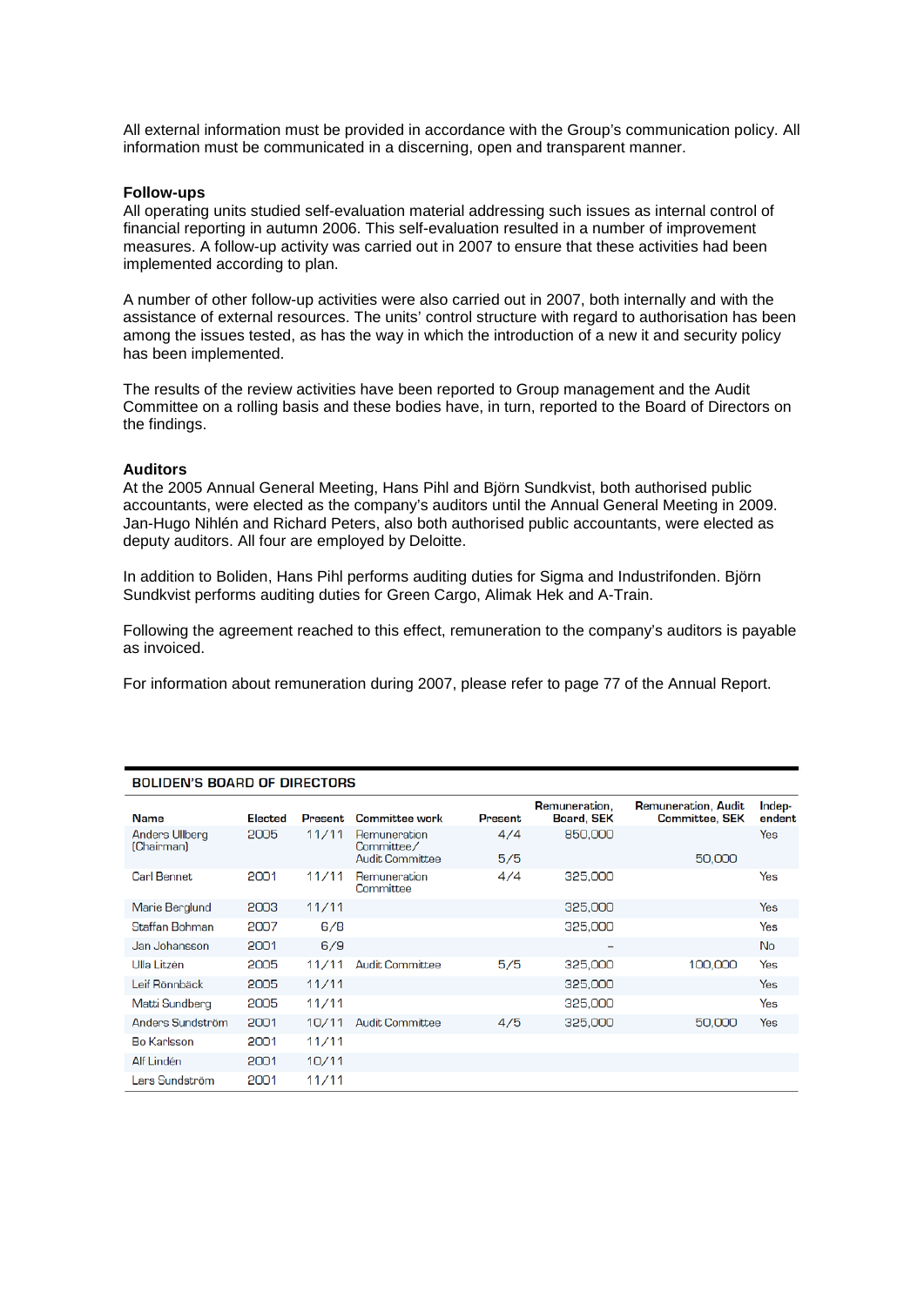All external information must be provided in accordance with the Group's communication policy. All information must be communicated in a discerning, open and transparent manner.

**Follow-ups**

All operating units studied self-evaluation material addressing such issues as internal control of financial reporting in autumn 2006. This self-evaluation resulted in a number of improvement measures. A follow-up activity was carried out in 2007 to ensure that these activities had been implemented according to plan.

A number of other follow-up activities were also carried out in 2007, both internally and with the assistance of external resources. The units' control structure with regard to authorisation has been among the issues tested, as has the way in which the introduction of a new it and security policy has been implemented.

The results of the review activities have been reported to Group management and the Audit Committee on a rolling basis and these bodies have, in turn, reported to the Board of Directors on the findings.

**Auditors**

At the 2005 Annual General Meeting, Hans Pihl and Björn Sundkvist, both authorised public accountants, were elected as the company's auditors until the Annual General Meeting in 2009. Jan-Hugo Nihlén and Richard Peters, also both authorised public accountants, were elected as deputy auditors. All four are employed by Deloitte.

In addition to Boliden, Hans Pihl performs auditing duties for Sigma and Industrifonden. Björn Sundkvist performs auditing duties for Green Cargo, Alimak Hek and A-Train.

Following the agreement reached to this effect, remuneration to the company's auditors is payable as invoiced.

For information about remuneration during 2007, please refer to page 77 of the Annual Report.

**BOLIDEN'S BOARD OF DIRECTORS**

| Name | Elected | Present | Committee work | Present | Remuneration, Board, SEK | Remuneration, Audit Committee, SEK | Indep-endent |
|---|---|---|---|---|---|---|---|
| Anders Ullberg (Chairman) | 2005 | 11/11 | Remuneration Committee/ Audit Committee | 4/4<br>5/5 | 850,000 | 50,000 | Yes |
| Carl Bennet | 2001 | 11/11 | Remuneration Committee | 4/4 | 325,000 | | Yes |
| Marie Berglund | 2003 | 11/11 | | | 325,000 | | Yes |
| Staffan Bohman | 2007 | 6/8 | | | 325,000 | | Yes |
| Jan Johansson | 2001 | 6/9 | | | – | | No |
| Ulla Litzén | 2005 | 11/11 | Audit Committee | 5/5 | 325,000 | 100,000 | Yes |
| Leif Rönnbäck | 2005 | 11/11 | | | 325,000 | | Yes |
| Matti Sundberg | 2005 | 11/11 | | | 325,000 | | Yes |
| Anders Sundström | 2001 | 10/11 | Audit Committee | 4/5 | 325,000 | 50,000 | Yes |
| Bo Karlsson | 2001 | 11/11 | | | | | |
| Alf Lindén | 2001 | 10/11 | | | | | |
| Lars Sundström | 2001 | 11/11 | | | | | |